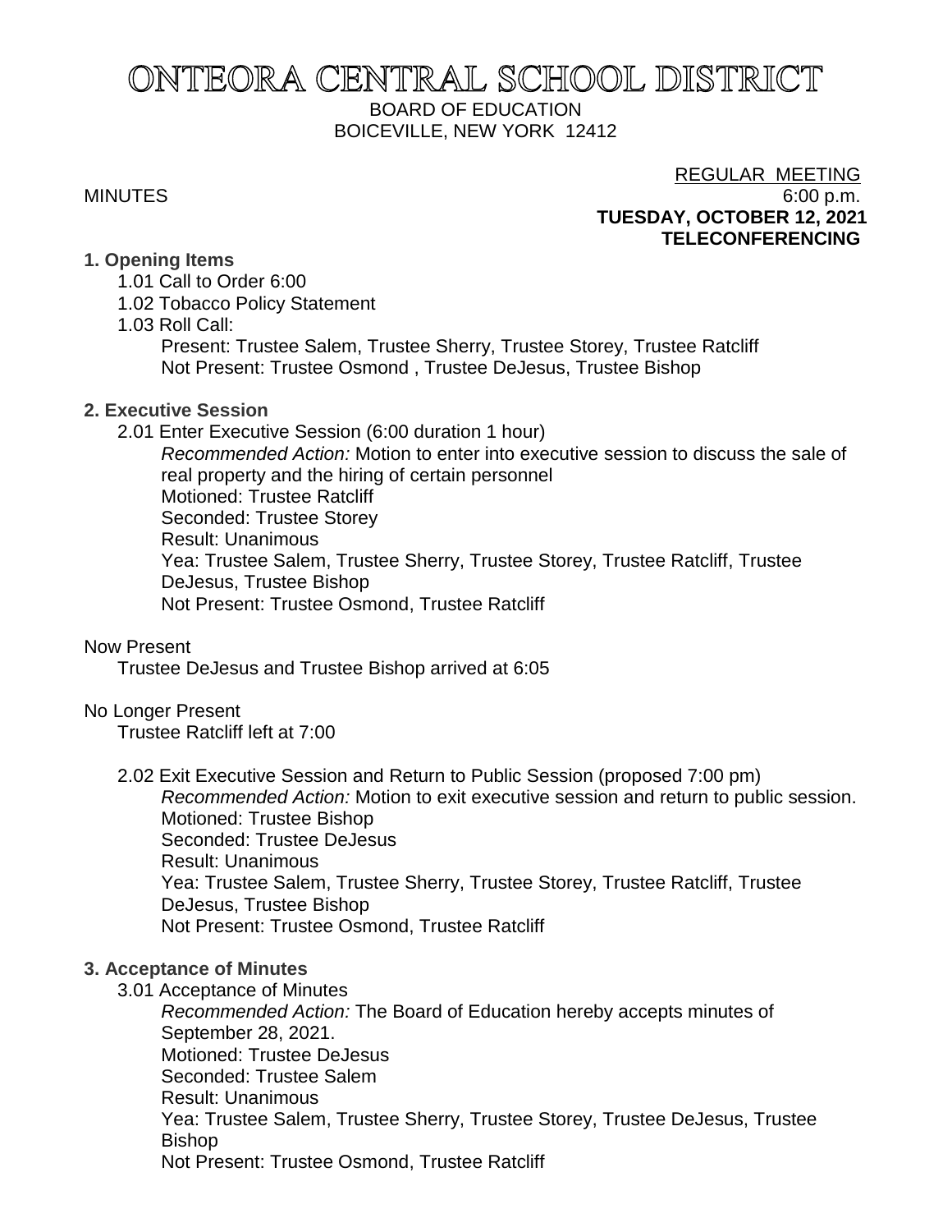# ONTEORA CENTRAL SCHOOL DISTRICT

BOARD OF EDUCATION
BOICEVILLE, NEW YORK 12412

REGULAR MEETING

MINUTES 6:00 p.m.

**TUESDAY, OCTOBER 12, 2021**
**TELECONFERENCING**

**1. Opening Items**

1.01 Call to Order 6:00

1.02 Tobacco Policy Statement

1.03 Roll Call:

Present: Trustee Salem, Trustee Sherry, Trustee Storey, Trustee Ratcliff
Not Present: Trustee Osmond , Trustee DeJesus, Trustee Bishop

**2. Executive Session**

2.01 Enter Executive Session (6:00 duration 1 hour)

*Recommended Action:* Motion to enter into executive session to discuss the sale of real property and the hiring of certain personnel
Motioned: Trustee Ratcliff
Seconded: Trustee Storey
Result: Unanimous
Yea: Trustee Salem, Trustee Sherry, Trustee Storey, Trustee Ratcliff, Trustee DeJesus, Trustee Bishop
Not Present: Trustee Osmond, Trustee Ratcliff

Now Present

Trustee DeJesus and Trustee Bishop arrived at 6:05

No Longer Present

Trustee Ratcliff left at 7:00

2.02 Exit Executive Session and Return to Public Session (proposed 7:00 pm)

*Recommended Action:* Motion to exit executive session and return to public session.
Motioned: Trustee Bishop
Seconded: Trustee DeJesus
Result: Unanimous
Yea: Trustee Salem, Trustee Sherry, Trustee Storey, Trustee Ratcliff, Trustee DeJesus, Trustee Bishop
Not Present: Trustee Osmond, Trustee Ratcliff

**3. Acceptance of Minutes**

3.01 Acceptance of Minutes

*Recommended Action:* The Board of Education hereby accepts minutes of September 28, 2021.
Motioned: Trustee DeJesus
Seconded: Trustee Salem
Result: Unanimous
Yea: Trustee Salem, Trustee Sherry, Trustee Storey, Trustee DeJesus, Trustee Bishop
Not Present: Trustee Osmond, Trustee Ratcliff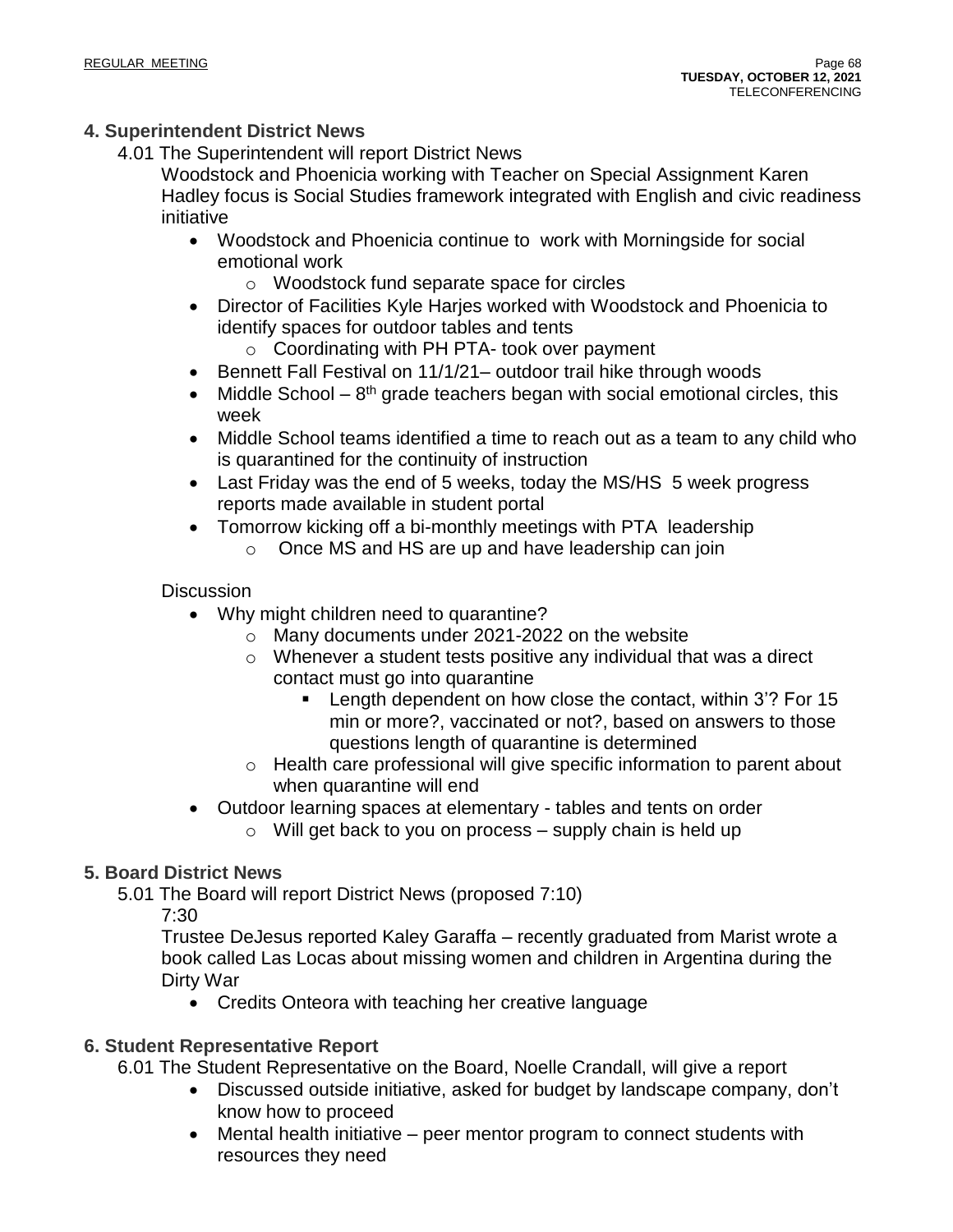## 4. Superintendent District News

4.01 The Superintendent will report District News

Woodstock and Phoenicia working with Teacher on Special Assignment Karen Hadley focus is Social Studies framework integrated with English and civic readiness initiative

- Woodstock and Phoenicia continue to work with Morningside for social emotional work
  - Woodstock fund separate space for circles
- Director of Facilities Kyle Harjes worked with Woodstock and Phoenicia to identify spaces for outdoor tables and tents
  - Coordinating with PH PTA- took over payment
- Bennett Fall Festival on 11/1/21– outdoor trail hike through woods
- Middle School – 8th grade teachers began with social emotional circles, this week
- Middle School teams identified a time to reach out as a team to any child who is quarantined for the continuity of instruction
- Last Friday was the end of 5 weeks, today the MS/HS 5 week progress reports made available in student portal
- Tomorrow kicking off a bi-monthly meetings with PTA leadership
  - Once MS and HS are up and have leadership can join

Discussion

- Why might children need to quarantine?
  - Many documents under 2021-2022 on the website
  - Whenever a student tests positive any individual that was a direct contact must go into quarantine
    - Length dependent on how close the contact, within 3'? For 15 min or more?, vaccinated or not?, based on answers to those questions length of quarantine is determined
  - Health care professional will give specific information to parent about when quarantine will end
- Outdoor learning spaces at elementary - tables and tents on order
  - Will get back to you on process – supply chain is held up

## 5. Board District News

5.01 The Board will report District News (proposed 7:10)

7:30

Trustee DeJesus reported Kaley Garaffa – recently graduated from Marist wrote a book called Las Locas about missing women and children in Argentina during the Dirty War

- Credits Onteora with teaching her creative language

## 6. Student Representative Report

6.01 The Student Representative on the Board, Noelle Crandall, will give a report

- Discussed outside initiative, asked for budget by landscape company, don't know how to proceed
- Mental health initiative – peer mentor program to connect students with resources they need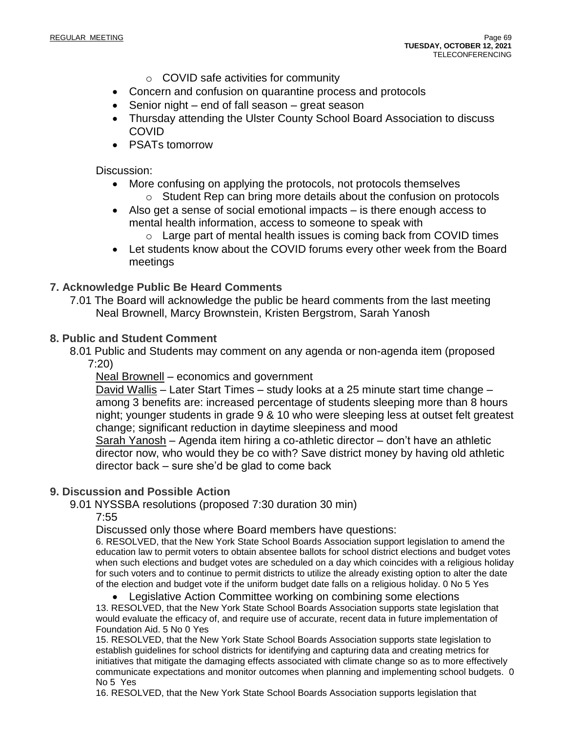- COVID safe activities for community
- Concern and confusion on quarantine process and protocols
- Senior night – end of fall season – great season
- Thursday attending the Ulster County School Board Association to discuss COVID
- PSATs tomorrow

Discussion:

- More confusing on applying the protocols, not protocols themselves
  - Student Rep can bring more details about the confusion on protocols
- Also get a sense of social emotional impacts – is there enough access to mental health information, access to someone to speak with
  - Large part of mental health issues is coming back from COVID times
- Let students know about the COVID forums every other week from the Board meetings

## 7. Acknowledge Public Be Heard Comments

7.01 The Board will acknowledge the public be heard comments from the last meeting
Neal Brownell, Marcy Brownstein, Kristen Bergstrom, Sarah Yanosh

## 8. Public and Student Comment

8.01 Public and Students may comment on any agenda or non-agenda item (proposed 7:20)

Neal Brownell – economics and government

David Wallis – Later Start Times – study looks at a 25 minute start time change – among 3 benefits are: increased percentage of students sleeping more than 8 hours night; younger students in grade 9 & 10 who were sleeping less at outset felt greatest change; significant reduction in daytime sleepiness and mood

Sarah Yanosh – Agenda item hiring a co-athletic director – don't have an athletic director now, who would they be co with? Save district money by having old athletic director back – sure she'd be glad to come back

## 9. Discussion and Possible Action

9.01 NYSSBA resolutions (proposed 7:30 duration 30 min)

7:55

Discussed only those where Board members have questions:

6. RESOLVED, that the New York State School Boards Association support legislation to amend the education law to permit voters to obtain absentee ballots for school district elections and budget votes when such elections and budget votes are scheduled on a day which coincides with a religious holiday for such voters and to continue to permit districts to utilize the already existing option to alter the date of the election and budget vote if the uniform budget date falls on a religious holiday. 0 No 5 Yes

- Legislative Action Committee working on combining some elections

13. RESOLVED, that the New York State School Boards Association supports state legislation that would evaluate the efficacy of, and require use of accurate, recent data in future implementation of Foundation Aid. 5 No 0 Yes

15. RESOLVED, that the New York State School Boards Association supports state legislation to establish guidelines for school districts for identifying and capturing data and creating metrics for initiatives that mitigate the damaging effects associated with climate change so as to more effectively communicate expectations and monitor outcomes when planning and implementing school budgets. 0 No 5 Yes

16. RESOLVED, that the New York State School Boards Association supports legislation that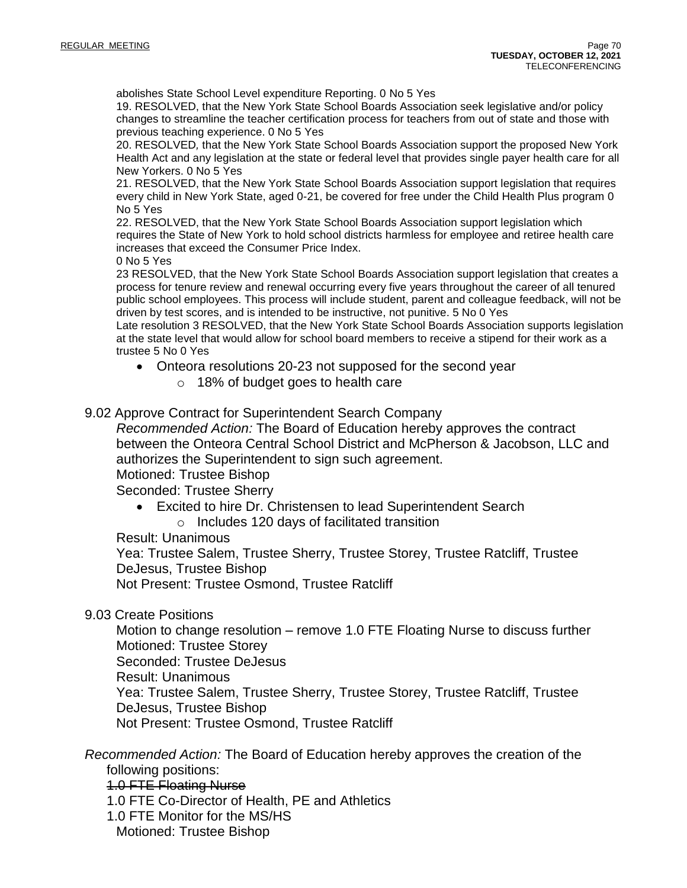abolishes State School Level expenditure Reporting. 0 No 5 Yes

19. RESOLVED, that the New York State School Boards Association seek legislative and/or policy changes to streamline the teacher certification process for teachers from out of state and those with previous teaching experience. 0 No 5 Yes

20. RESOLVED, that the New York State School Boards Association support the proposed New York Health Act and any legislation at the state or federal level that provides single payer health care for all New Yorkers. 0 No 5 Yes

21. RESOLVED, that the New York State School Boards Association support legislation that requires every child in New York State, aged 0-21, be covered for free under the Child Health Plus program 0 No 5 Yes

22. RESOLVED, that the New York State School Boards Association support legislation which requires the State of New York to hold school districts harmless for employee and retiree health care increases that exceed the Consumer Price Index.
0 No 5 Yes

23 RESOLVED, that the New York State School Boards Association support legislation that creates a process for tenure review and renewal occurring every five years throughout the career of all tenured public school employees. This process will include student, parent and colleague feedback, will not be driven by test scores, and is intended to be instructive, not punitive. 5 No 0 Yes

Late resolution 3 RESOLVED, that the New York State School Boards Association supports legislation at the state level that would allow for school board members to receive a stipend for their work as a trustee 5 No 0 Yes

- Onteora resolutions 20-23 not supposed for the second year
  - 18% of budget goes to health care

9.02 Approve Contract for Superintendent Search Company

*Recommended Action:* The Board of Education hereby approves the contract between the Onteora Central School District and McPherson & Jacobson, LLC and authorizes the Superintendent to sign such agreement.
Motioned: Trustee Bishop
Seconded: Trustee Sherry

- Excited to hire Dr. Christensen to lead Superintendent Search
  - Includes 120 days of facilitated transition

Result: Unanimous
Yea: Trustee Salem, Trustee Sherry, Trustee Storey, Trustee Ratcliff, Trustee DeJesus, Trustee Bishop
Not Present: Trustee Osmond, Trustee Ratcliff

9.03 Create Positions

Motion to change resolution – remove 1.0 FTE Floating Nurse to discuss further
Motioned: Trustee Storey
Seconded: Trustee DeJesus
Result: Unanimous
Yea: Trustee Salem, Trustee Sherry, Trustee Storey, Trustee Ratcliff, Trustee DeJesus, Trustee Bishop
Not Present: Trustee Osmond, Trustee Ratcliff

*Recommended Action:* The Board of Education hereby approves the creation of the following positions:
~~1.0 FTE Floating Nurse~~
1.0 FTE Co-Director of Health, PE and Athletics
1.0 FTE Monitor for the MS/HS
Motioned: Trustee Bishop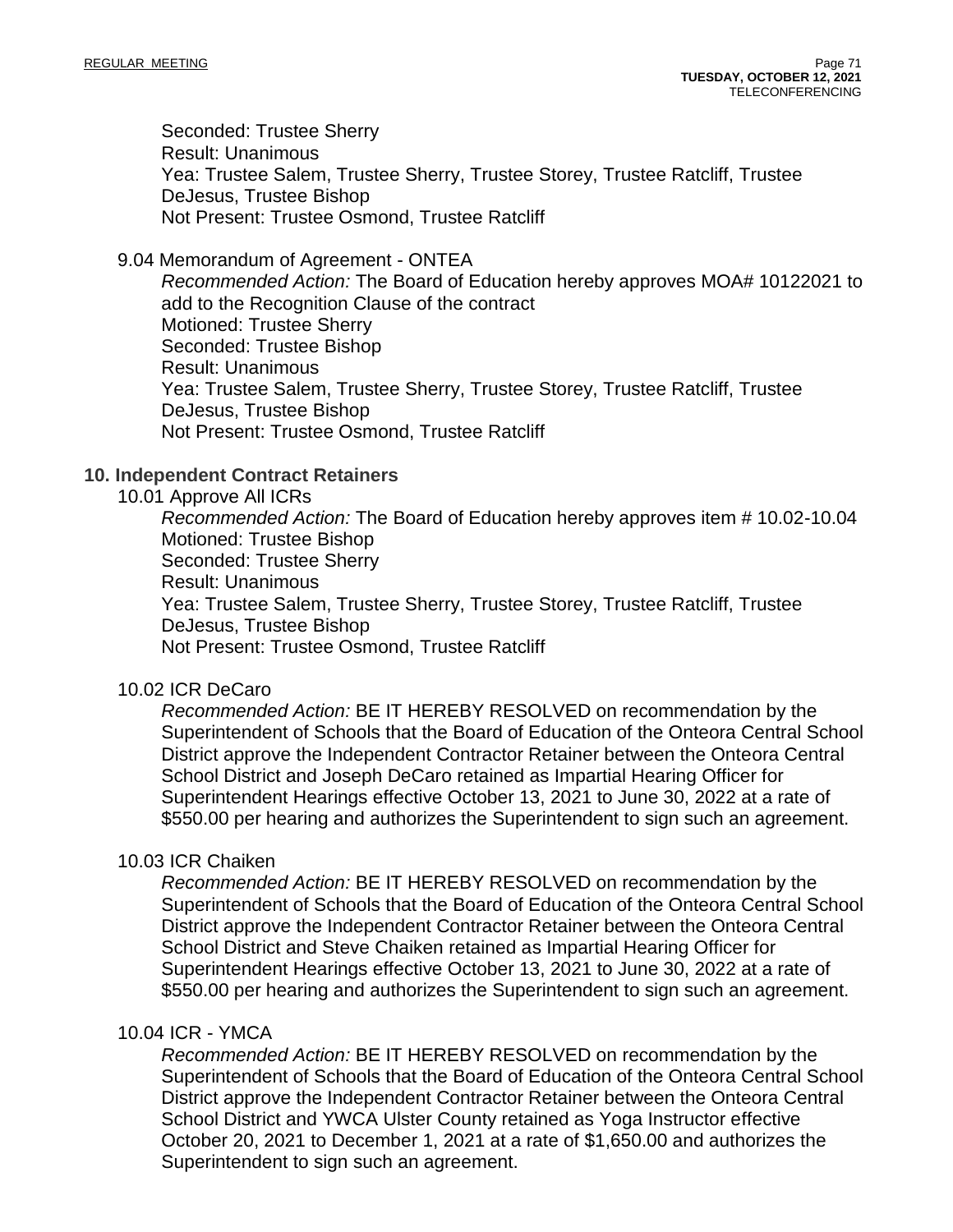Seconded: Trustee Sherry
Result: Unanimous
Yea: Trustee Salem, Trustee Sherry, Trustee Storey, Trustee Ratcliff, Trustee DeJesus, Trustee Bishop
Not Present: Trustee Osmond, Trustee Ratcliff

9.04 Memorandum of Agreement - ONTEA

*Recommended Action:* The Board of Education hereby approves MOA# 10122021 to add to the Recognition Clause of the contract
Motioned: Trustee Sherry
Seconded: Trustee Bishop
Result: Unanimous
Yea: Trustee Salem, Trustee Sherry, Trustee Storey, Trustee Ratcliff, Trustee DeJesus, Trustee Bishop
Not Present: Trustee Osmond, Trustee Ratcliff

## 10. Independent Contract Retainers

10.01 Approve All ICRs

*Recommended Action:* The Board of Education hereby approves item # 10.02-10.04
Motioned: Trustee Bishop
Seconded: Trustee Sherry
Result: Unanimous
Yea: Trustee Salem, Trustee Sherry, Trustee Storey, Trustee Ratcliff, Trustee DeJesus, Trustee Bishop
Not Present: Trustee Osmond, Trustee Ratcliff

10.02 ICR DeCaro

*Recommended Action:* BE IT HEREBY RESOLVED on recommendation by the Superintendent of Schools that the Board of Education of the Onteora Central School District approve the Independent Contractor Retainer between the Onteora Central School District and Joseph DeCaro retained as Impartial Hearing Officer for Superintendent Hearings effective October 13, 2021 to June 30, 2022 at a rate of $550.00 per hearing and authorizes the Superintendent to sign such an agreement.

10.03 ICR Chaiken

*Recommended Action:* BE IT HEREBY RESOLVED on recommendation by the Superintendent of Schools that the Board of Education of the Onteora Central School District approve the Independent Contractor Retainer between the Onteora Central School District and Steve Chaiken retained as Impartial Hearing Officer for Superintendent Hearings effective October 13, 2021 to June 30, 2022 at a rate of $550.00 per hearing and authorizes the Superintendent to sign such an agreement.

10.04 ICR - YMCA

*Recommended Action:* BE IT HEREBY RESOLVED on recommendation by the Superintendent of Schools that the Board of Education of the Onteora Central School District approve the Independent Contractor Retainer between the Onteora Central School District and YWCA Ulster County retained as Yoga Instructor effective October 20, 2021 to December 1, 2021 at a rate of $1,650.00 and authorizes the Superintendent to sign such an agreement.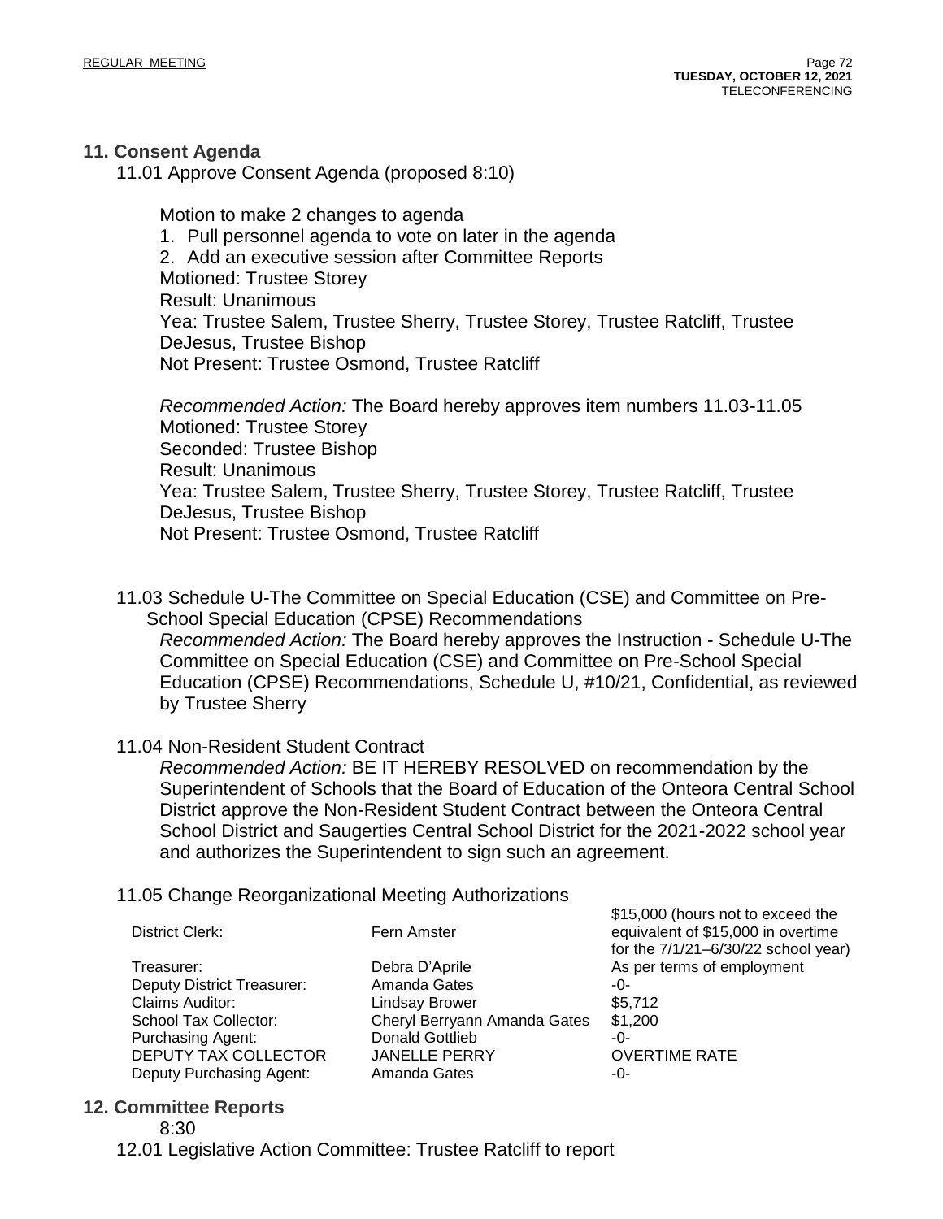## 11. Consent Agenda

11.01 Approve Consent Agenda (proposed 8:10)

Motion to make 2 changes to agenda
1. Pull personnel agenda to vote on later in the agenda
2. Add an executive session after Committee Reports

Motioned: Trustee Storey
Result: Unanimous
Yea: Trustee Salem, Trustee Sherry, Trustee Storey, Trustee Ratcliff, Trustee DeJesus, Trustee Bishop
Not Present: Trustee Osmond, Trustee Ratcliff

*Recommended Action:* The Board hereby approves item numbers 11.03-11.05
Motioned: Trustee Storey
Seconded: Trustee Bishop
Result: Unanimous
Yea: Trustee Salem, Trustee Sherry, Trustee Storey, Trustee Ratcliff, Trustee DeJesus, Trustee Bishop
Not Present: Trustee Osmond, Trustee Ratcliff

11.03 Schedule U-The Committee on Special Education (CSE) and Committee on Pre-School Special Education (CPSE) Recommendations

*Recommended Action:* The Board hereby approves the Instruction - Schedule U-The Committee on Special Education (CSE) and Committee on Pre-School Special Education (CPSE) Recommendations, Schedule U, #10/21, Confidential, as reviewed by Trustee Sherry

11.04 Non-Resident Student Contract

*Recommended Action:* BE IT HEREBY RESOLVED on recommendation by the Superintendent of Schools that the Board of Education of the Onteora Central School District approve the Non-Resident Student Contract between the Onteora Central School District and Saugerties Central School District for the 2021-2022 school year and authorizes the Superintendent to sign such an agreement.

11.05 Change Reorganizational Meeting Authorizations

| | | |
|---|---|---|
| District Clerk: | Fern Amster | $15,000 (hours not to exceed the equivalent of $15,000 in overtime for the 7/1/21–6/30/22 school year) |
| Treasurer: | Debra D'Aprile | As per terms of employment |
| Deputy District Treasurer: | Amanda Gates | -0- |
| Claims Auditor: | Lindsay Brower | $5,712 |
| School Tax Collector: | ~~Cheryl Berryann~~ Amanda Gates | $1,200 |
| Purchasing Agent: | Donald Gottlieb | -0- |
| DEPUTY TAX COLLECTOR | JANELLE PERRY | OVERTIME RATE |
| Deputy Purchasing Agent: | Amanda Gates | -0- |

## 12. Committee Reports

8:30

12.01 Legislative Action Committee: Trustee Ratcliff to report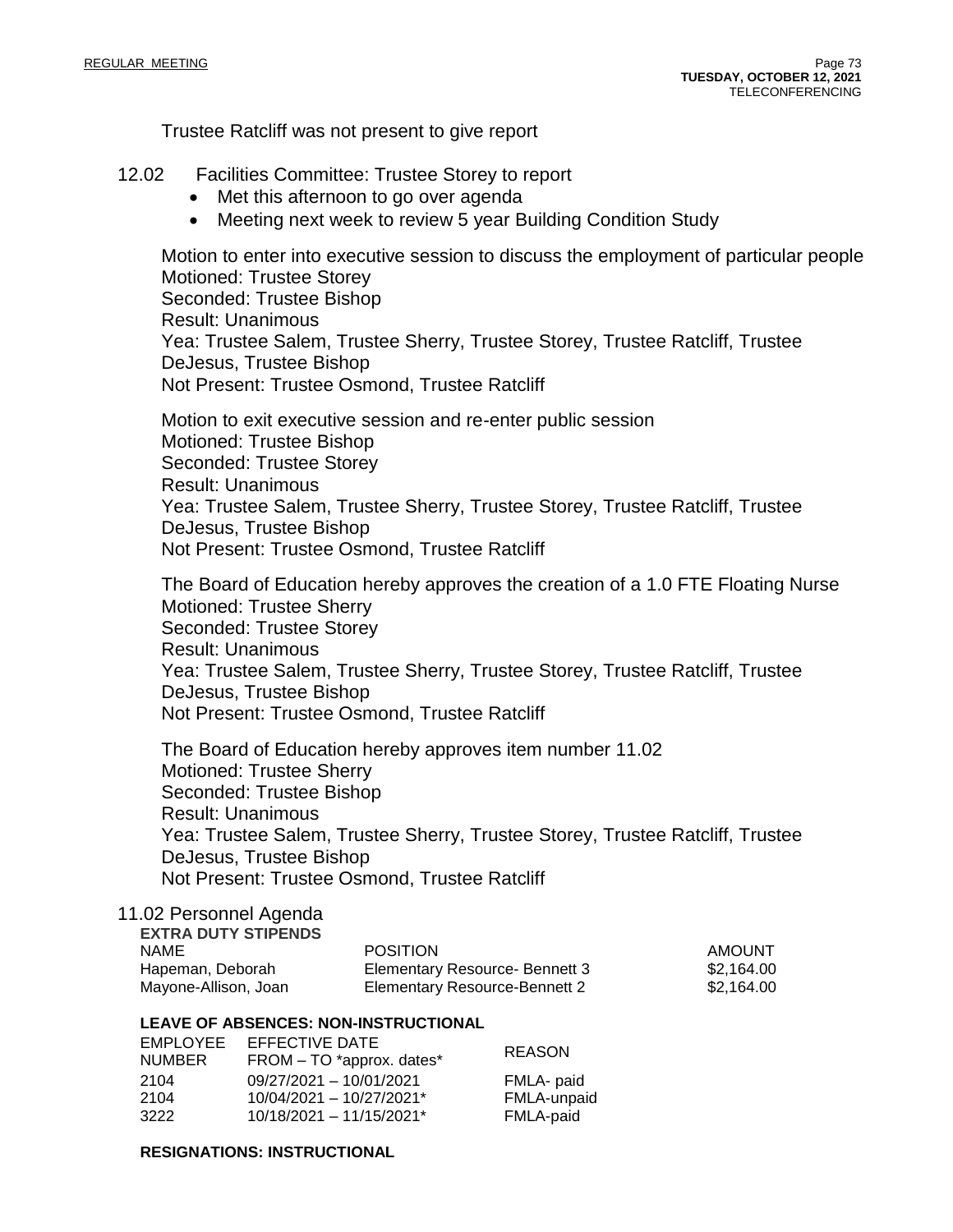Trustee Ratcliff was not present to give report

12.02 Facilities Committee: Trustee Storey to report

- Met this afternoon to go over agenda
- Meeting next week to review 5 year Building Condition Study

Motion to enter into executive session to discuss the employment of particular people
Motioned: Trustee Storey
Seconded: Trustee Bishop
Result: Unanimous
Yea: Trustee Salem, Trustee Sherry, Trustee Storey, Trustee Ratcliff, Trustee DeJesus, Trustee Bishop
Not Present: Trustee Osmond, Trustee Ratcliff

Motion to exit executive session and re-enter public session
Motioned: Trustee Bishop
Seconded: Trustee Storey
Result: Unanimous
Yea: Trustee Salem, Trustee Sherry, Trustee Storey, Trustee Ratcliff, Trustee DeJesus, Trustee Bishop
Not Present: Trustee Osmond, Trustee Ratcliff

The Board of Education hereby approves the creation of a 1.0 FTE Floating Nurse
Motioned: Trustee Sherry
Seconded: Trustee Storey
Result: Unanimous
Yea: Trustee Salem, Trustee Sherry, Trustee Storey, Trustee Ratcliff, Trustee DeJesus, Trustee Bishop
Not Present: Trustee Osmond, Trustee Ratcliff

The Board of Education hereby approves item number 11.02
Motioned: Trustee Sherry
Seconded: Trustee Bishop
Result: Unanimous
Yea: Trustee Salem, Trustee Sherry, Trustee Storey, Trustee Ratcliff, Trustee DeJesus, Trustee Bishop
Not Present: Trustee Osmond, Trustee Ratcliff

11.02 Personnel Agenda

**EXTRA DUTY STIPENDS**

| NAME | POSITION | AMOUNT |
|---|---|---|
| Hapeman, Deborah | Elementary Resource- Bennett 3 | $2,164.00 |
| Mayone-Allison, Joan | Elementary Resource-Bennett 2 | $2,164.00 |

**LEAVE OF ABSENCES: NON-INSTRUCTIONAL**

| EMPLOYEE NUMBER | EFFECTIVE DATE FROM – TO *approx. dates* | REASON |
|---|---|---|
| 2104 | 09/27/2021 – 10/01/2021 | FMLA- paid |
| 2104 | 10/04/2021 – 10/27/2021* | FMLA-unpaid |
| 3222 | 10/18/2021 – 11/15/2021* | FMLA-paid |

**RESIGNATIONS: INSTRUCTIONAL**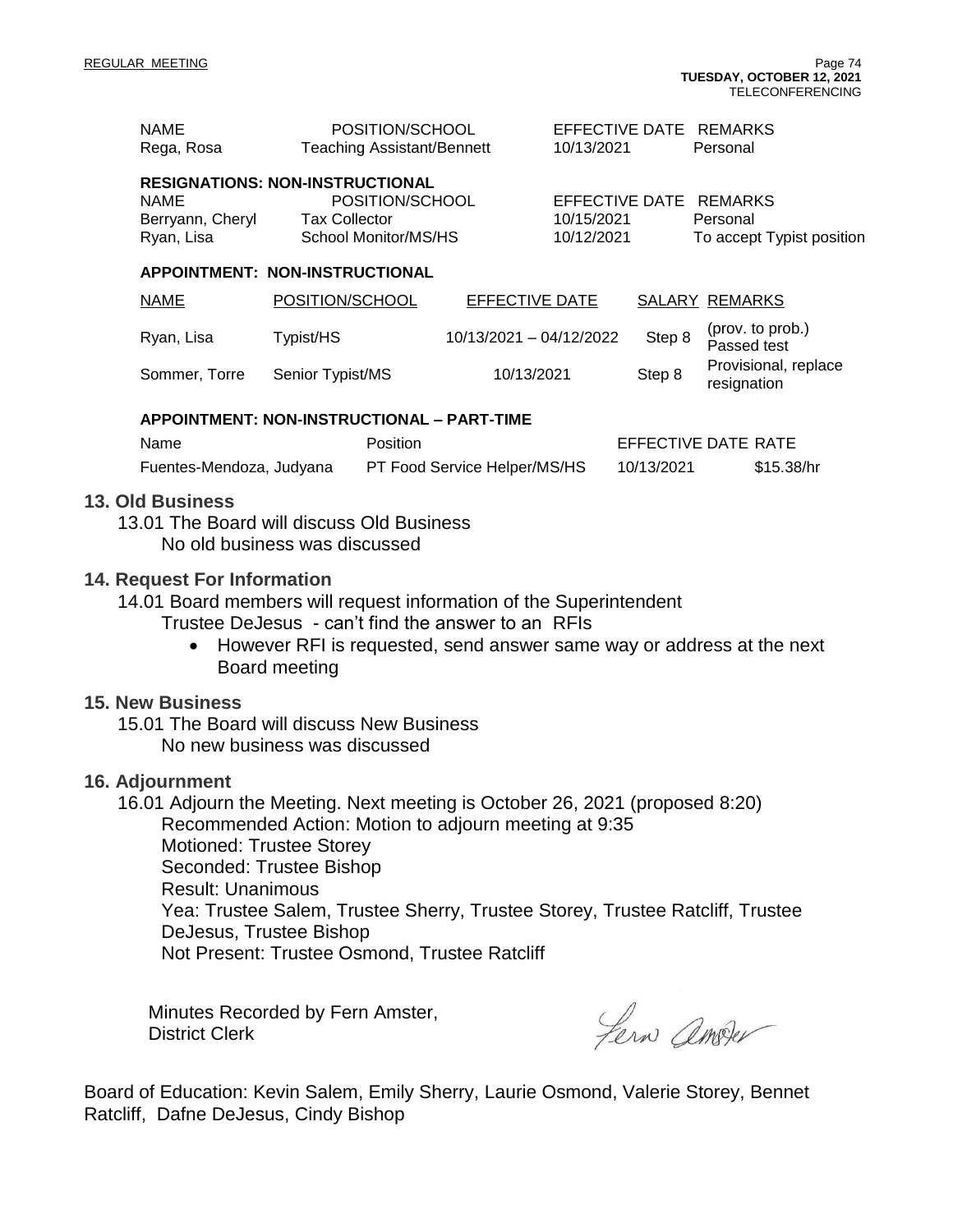| NAME | POSITION/SCHOOL | EFFECTIVE DATE | REMARKS |
|---|---|---|---|
| Rega, Rosa | Teaching Assistant/Bennett | 10/13/2021 | Personal |

**RESIGNATIONS: NON-INSTRUCTIONAL**

| NAME | POSITION/SCHOOL | EFFECTIVE DATE | REMARKS |
|---|---|---|---|
| Berryann, Cheryl | Tax Collector | 10/15/2021 | Personal |
| Ryan, Lisa | School Monitor/MS/HS | 10/12/2021 | To accept Typist position |

**APPOINTMENT: NON-INSTRUCTIONAL**

| NAME | POSITION/SCHOOL | EFFECTIVE DATE | SALARY | REMARKS |
|---|---|---|---|---|
| Ryan, Lisa | Typist/HS | 10/13/2021 – 04/12/2022 | Step 8 | (prov. to prob.) Passed test |
| Sommer, Torre | Senior Typist/MS | 10/13/2021 | Step 8 | Provisional, replace resignation |

**APPOINTMENT: NON-INSTRUCTIONAL – PART-TIME**

| Name | Position | EFFECTIVE DATE | RATE |
|---|---|---|---|
| Fuentes-Mendoza, Judyana | PT Food Service Helper/MS/HS | 10/13/2021 | $15.38/hr |

## 13. Old Business

13.01 The Board will discuss Old Business
No old business was discussed

## 14. Request For Information

14.01 Board members will request information of the Superintendent
Trustee DeJesus - can't find the answer to an RFIs

- However RFI is requested, send answer same way or address at the next Board meeting

## 15. New Business

15.01 The Board will discuss New Business
No new business was discussed

## 16. Adjournment

16.01 Adjourn the Meeting. Next meeting is October 26, 2021 (proposed 8:20)
Recommended Action: Motion to adjourn meeting at 9:35
Motioned: Trustee Storey
Seconded: Trustee Bishop
Result: Unanimous
Yea: Trustee Salem, Trustee Sherry, Trustee Storey, Trustee Ratcliff, Trustee DeJesus, Trustee Bishop
Not Present: Trustee Osmond, Trustee Ratcliff

Minutes Recorded by Fern Amster,
District Clerk

Fern Amster

Board of Education: Kevin Salem, Emily Sherry, Laurie Osmond, Valerie Storey, Bennet Ratcliff, Dafne DeJesus, Cindy Bishop